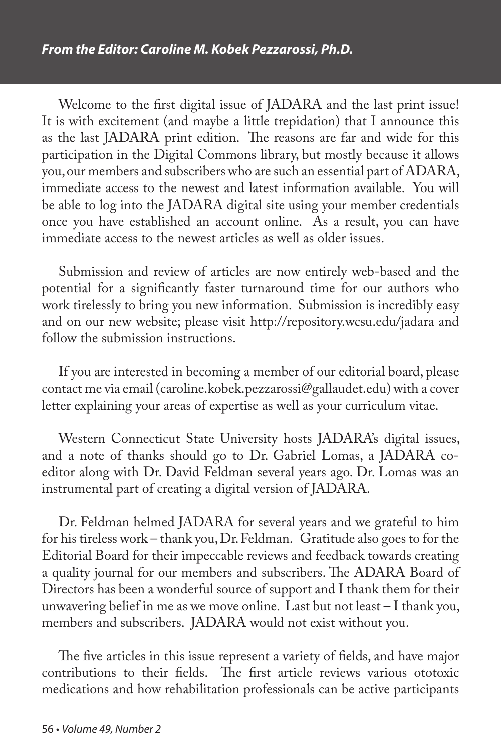## *From the Editor: Caroline M. Kobek Pezzarossi, Ph.D.*

Welcome to the first digital issue of JADARA and the last print issue! It is with excitement (and maybe a little trepidation) that I announce this as the last JADARA print edition. The reasons are far and wide for this participation in the Digital Commons library, but mostly because it allows you, our members and subscribers who are such an essential part of ADARA, immediate access to the newest and latest information available. You will be able to log into the JADARA digital site using your member credentials once you have established an account online. As a result, you can have immediate access to the newest articles as well as older issues.

Submission and review of articles are now entirely web-based and the potential for a significantly faster turnaround time for our authors who work tirelessly to bring you new information. Submission is incredibly easy and on our new website; please visit http://repository.wcsu.edu/jadara and follow the submission instructions.

If you are interested in becoming a member of our editorial board, please contact me via email (caroline.kobek.pezzarossi@gallaudet.edu) with a cover letter explaining your areas of expertise as well as your curriculum vitae.

Western Connecticut State University hosts JADARA's digital issues, and a note of thanks should go to Dr. Gabriel Lomas, a JADARA co-editor along with Dr. David Feldman several years ago. Dr. Lomas was an instrumental part of creating a digital version of JADARA.

Dr. Feldman helmed JADARA for several years and we grateful to him for his tireless work – thank you, Dr. Feldman. Gratitude also goes to for the Editorial Board for their impeccable reviews and feedback towards creating a quality journal for our members and subscribers. The ADARA Board of Directors has been a wonderful source of support and I thank them for their unwavering belief in me as we move online. Last but not least – I thank you, members and subscribers. JADARA would not exist without you.

The five articles in this issue represent a variety of fields, and have major contributions to their fields. The first article reviews various ototoxic medications and how rehabilitation professionals can be active participants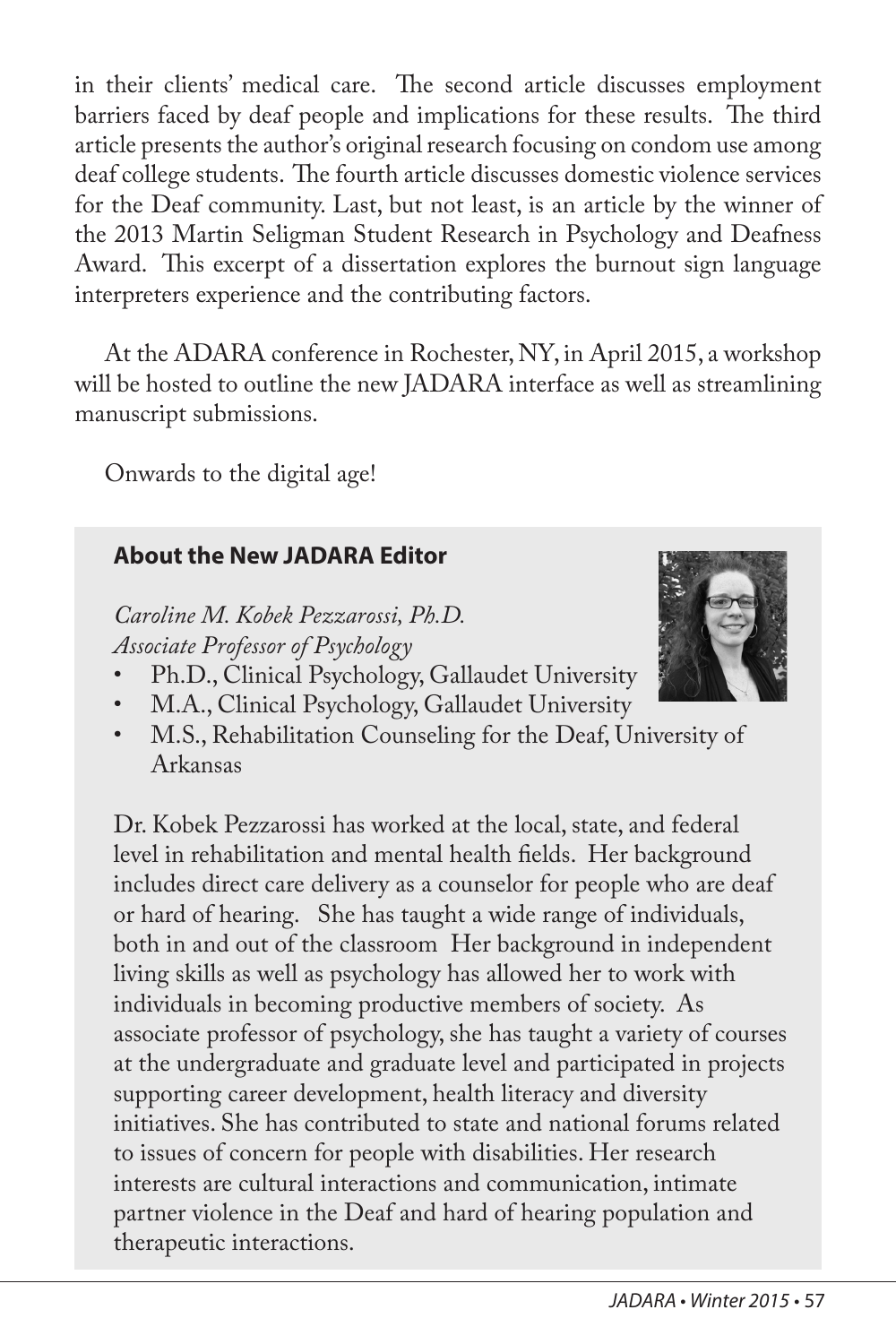in their clients' medical care. The second article discusses employment barriers faced by deaf people and implications for these results. The third article presents the author's original research focusing on condom use among deaf college students. The fourth article discusses domestic violence services for the Deaf community. Last, but not least, is an article by the winner of the 2013 Martin Seligman Student Research in Psychology and Deafness Award. This excerpt of a dissertation explores the burnout sign language interpreters experience and the contributing factors.

At the ADARA conference in Rochester, NY, in April 2015, a workshop will be hosted to outline the new JADARA interface as well as streamlining manuscript submissions.

Onwards to the digital age!

**About the New JADARA Editor**

*Caroline M. Kobek Pezzarossi, Ph.D.*
*Associate Professor of Psychology*

- Ph.D., Clinical Psychology, Gallaudet University
- M.A., Clinical Psychology, Gallaudet University
- M.S., Rehabilitation Counseling for the Deaf, University of Arkansas

Dr. Kobek Pezzarossi has worked at the local, state, and federal level in rehabilitation and mental health fields. Her background includes direct care delivery as a counselor for people who are deaf or hard of hearing. She has taught a wide range of individuals, both in and out of the classroom Her background in independent living skills as well as psychology has allowed her to work with individuals in becoming productive members of society. As associate professor of psychology, she has taught a variety of courses at the undergraduate and graduate level and participated in projects supporting career development, health literacy and diversity initiatives. She has contributed to state and national forums related to issues of concern for people with disabilities. Her research interests are cultural interactions and communication, intimate partner violence in the Deaf and hard of hearing population and therapeutic interactions.